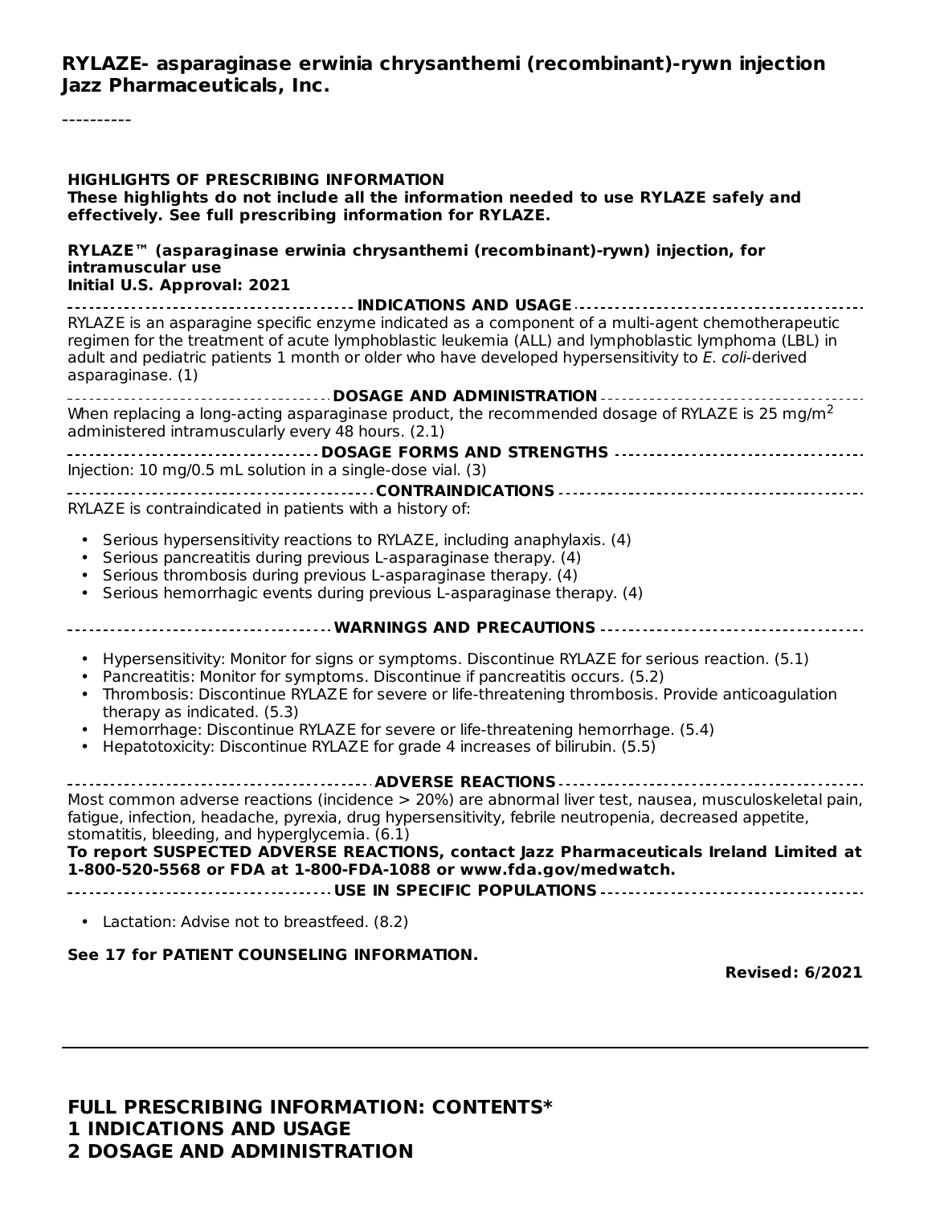**RYLAZE- asparaginase erwinia chrysanthemi (recombinant)-rywn injection**
**Jazz Pharmaceuticals, Inc.**

----------

**HIGHLIGHTS OF PRESCRIBING INFORMATION**
**These highlights do not include all the information needed to use RYLAZE safely and effectively. See full prescribing information for RYLAZE.**

**RYLAZE™ (asparaginase erwinia chrysanthemi (recombinant)-rywn) injection, for intramuscular use**
**Initial U.S. Approval: 2021**

**INDICATIONS AND USAGE**

RYLAZE is an asparagine specific enzyme indicated as a component of a multi-agent chemotherapeutic regimen for the treatment of acute lymphoblastic leukemia (ALL) and lymphoblastic lymphoma (LBL) in adult and pediatric patients 1 month or older who have developed hypersensitivity to *E. coli*-derived asparaginase. (1)

**DOSAGE AND ADMINISTRATION**

When replacing a long-acting asparaginase product, the recommended dosage of RYLAZE is 25 mg/m$^2$ administered intramuscularly every 48 hours. (2.1)

**DOSAGE FORMS AND STRENGTHS**

Injection: 10 mg/0.5 mL solution in a single-dose vial. (3)

**CONTRAINDICATIONS**

RYLAZE is contraindicated in patients with a history of:

- Serious hypersensitivity reactions to RYLAZE, including anaphylaxis. (4)
- Serious pancreatitis during previous L-asparaginase therapy. (4)
- Serious thrombosis during previous L-asparaginase therapy. (4)
- Serious hemorrhagic events during previous L-asparaginase therapy. (4)

**WARNINGS AND PRECAUTIONS**

- Hypersensitivity: Monitor for signs or symptoms. Discontinue RYLAZE for serious reaction. (5.1)
- Pancreatitis: Monitor for symptoms. Discontinue if pancreatitis occurs. (5.2)
- Thrombosis: Discontinue RYLAZE for severe or life-threatening thrombosis. Provide anticoagulation therapy as indicated. (5.3)
- Hemorrhage: Discontinue RYLAZE for severe or life-threatening hemorrhage. (5.4)
- Hepatotoxicity: Discontinue RYLAZE for grade 4 increases of bilirubin. (5.5)

**ADVERSE REACTIONS**

Most common adverse reactions (incidence > 20%) are abnormal liver test, nausea, musculoskeletal pain, fatigue, infection, headache, pyrexia, drug hypersensitivity, febrile neutropenia, decreased appetite, stomatitis, bleeding, and hyperglycemia. (6.1)

**To report SUSPECTED ADVERSE REACTIONS, contact Jazz Pharmaceuticals Ireland Limited at 1-800-520-5568 or FDA at 1-800-FDA-1088 or www.fda.gov/medwatch.**

**USE IN SPECIFIC POPULATIONS**

- Lactation: Advise not to breastfeed. (8.2)

**See 17 for PATIENT COUNSELING INFORMATION.**

**Revised: 6/2021**

---

**FULL PRESCRIBING INFORMATION: CONTENTS***
**1 INDICATIONS AND USAGE**
**2 DOSAGE AND ADMINISTRATION**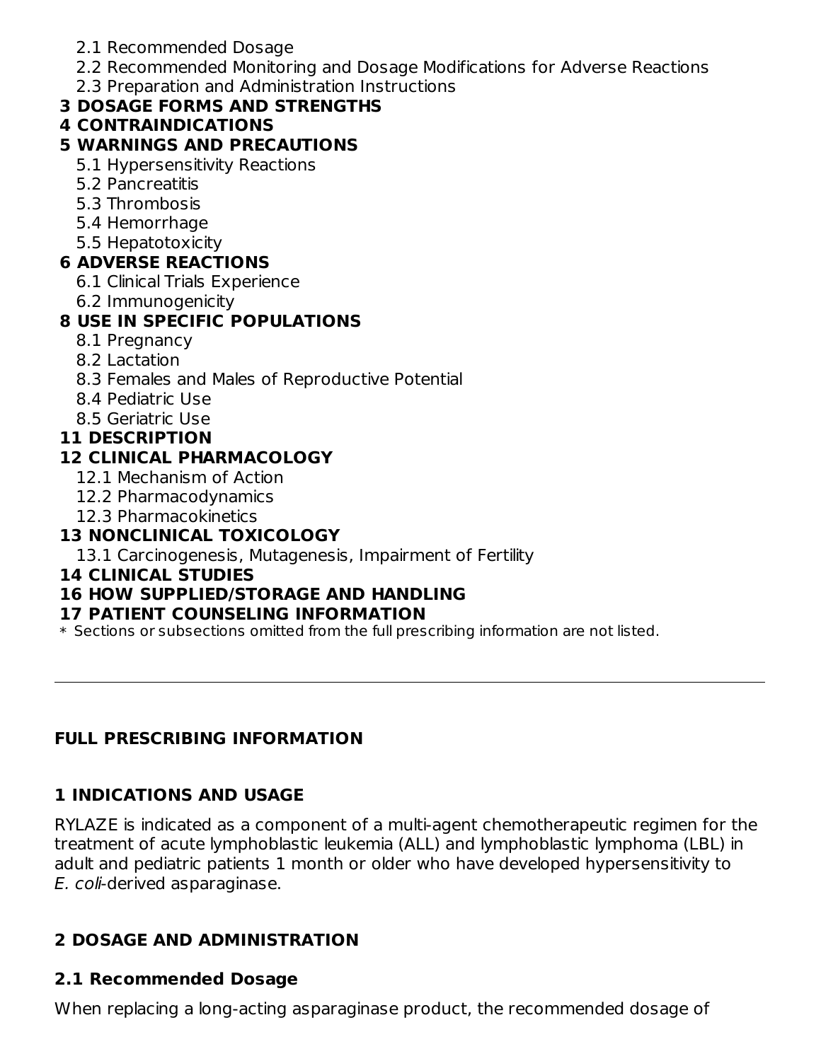2.1 Recommended Dosage
2.2 Recommended Monitoring and Dosage Modifications for Adverse Reactions
2.3 Preparation and Administration Instructions

**3 DOSAGE FORMS AND STRENGTHS**

**4 CONTRAINDICATIONS**

**5 WARNINGS AND PRECAUTIONS**

5.1 Hypersensitivity Reactions
5.2 Pancreatitis
5.3 Thrombosis
5.4 Hemorrhage
5.5 Hepatotoxicity

**6 ADVERSE REACTIONS**

6.1 Clinical Trials Experience
6.2 Immunogenicity

**8 USE IN SPECIFIC POPULATIONS**

8.1 Pregnancy
8.2 Lactation
8.3 Females and Males of Reproductive Potential
8.4 Pediatric Use
8.5 Geriatric Use

**11 DESCRIPTION**

**12 CLINICAL PHARMACOLOGY**

12.1 Mechanism of Action
12.2 Pharmacodynamics
12.3 Pharmacokinetics

**13 NONCLINICAL TOXICOLOGY**

13.1 Carcinogenesis, Mutagenesis, Impairment of Fertility

**14 CLINICAL STUDIES**

**16 HOW SUPPLIED/STORAGE AND HANDLING**

**17 PATIENT COUNSELING INFORMATION**

* Sections or subsections omitted from the full prescribing information are not listed.

---

## FULL PRESCRIBING INFORMATION

## 1 INDICATIONS AND USAGE

RYLAZE is indicated as a component of a multi-agent chemotherapeutic regimen for the treatment of acute lymphoblastic leukemia (ALL) and lymphoblastic lymphoma (LBL) in adult and pediatric patients 1 month or older who have developed hypersensitivity to *E. coli*-derived asparaginase.

## 2 DOSAGE AND ADMINISTRATION

### 2.1 Recommended Dosage

When replacing a long-acting asparaginase product, the recommended dosage of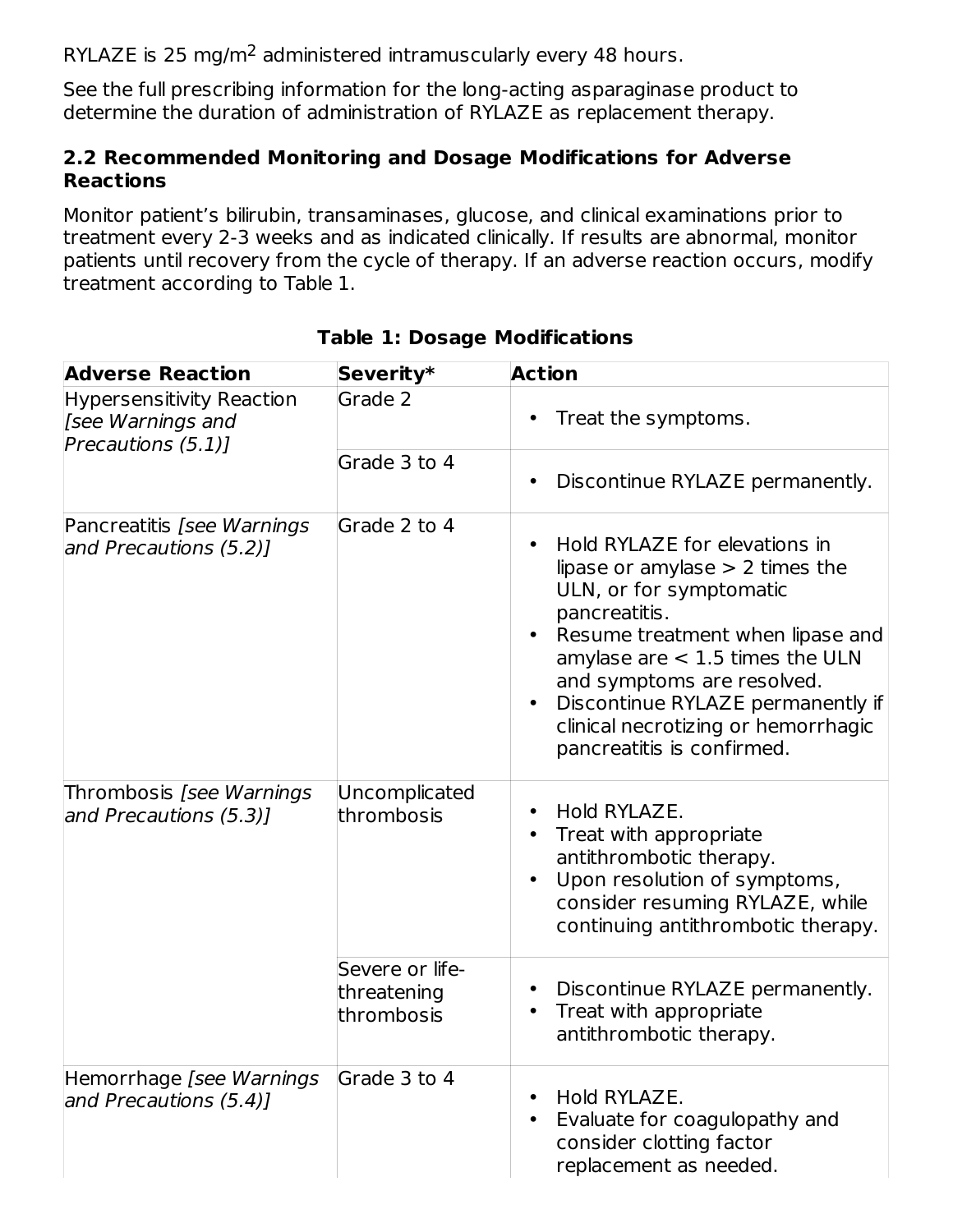RYLAZE is 25 mg/m$^2$ administered intramuscularly every 48 hours.

See the full prescribing information for the long-acting asparaginase product to determine the duration of administration of RYLAZE as replacement therapy.

### 2.2 Recommended Monitoring and Dosage Modifications for Adverse Reactions

Monitor patient's bilirubin, transaminases, glucose, and clinical examinations prior to treatment every 2-3 weeks and as indicated clinically. If results are abnormal, monitor patients until recovery from the cycle of therapy. If an adverse reaction occurs, modify treatment according to Table 1.

**Table 1: Dosage Modifications**

| Adverse Reaction | Severity* | Action |
|---|---|---|
| Hypersensitivity Reaction *[see Warnings and Precautions (5.1)]* | Grade 2 | • Treat the symptoms. |
| | Grade 3 to 4 | • Discontinue RYLAZE permanently. |
| Pancreatitis *[see Warnings and Precautions (5.2)]* | Grade 2 to 4 | • Hold RYLAZE for elevations in lipase or amylase > 2 times the ULN, or for symptomatic pancreatitis.<br>• Resume treatment when lipase and amylase are < 1.5 times the ULN and symptoms are resolved.<br>• Discontinue RYLAZE permanently if clinical necrotizing or hemorrhagic pancreatitis is confirmed. |
| Thrombosis *[see Warnings and Precautions (5.3)]* | Uncomplicated thrombosis | • Hold RYLAZE.<br>• Treat with appropriate antithrombotic therapy.<br>• Upon resolution of symptoms, consider resuming RYLAZE, while continuing antithrombotic therapy. |
| | Severe or life-threatening thrombosis | • Discontinue RYLAZE permanently.<br>• Treat with appropriate antithrombotic therapy. |
| Hemorrhage *[see Warnings and Precautions (5.4)]* | Grade 3 to 4 | • Hold RYLAZE.<br>• Evaluate for coagulopathy and consider clotting factor replacement as needed. |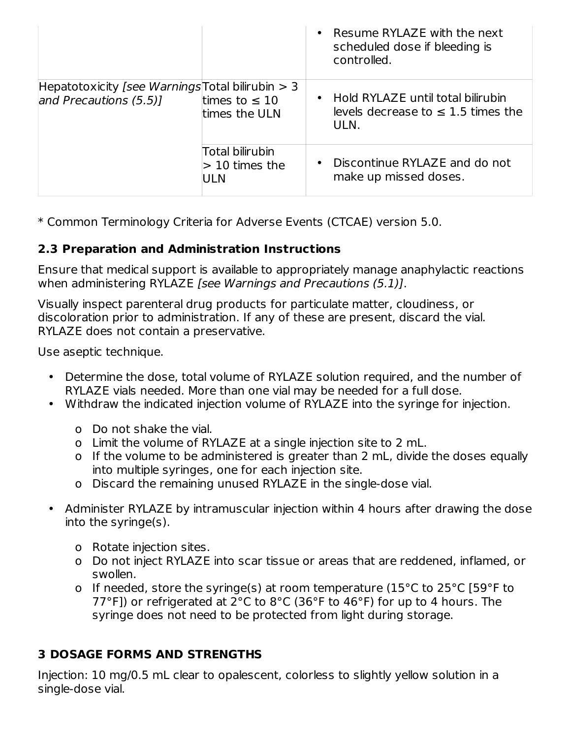| | | |
|---|---|---|
| | | • Resume RYLAZE with the next scheduled dose if bleeding is controlled. |
| Hepatotoxicity *[see Warnings and Precautions (5.5)]* | Total bilirubin > 3 times to ≤ 10 times the ULN | • Hold RYLAZE until total bilirubin levels decrease to ≤ 1.5 times the ULN. |
| | Total bilirubin > 10 times the ULN | • Discontinue RYLAZE and do not make up missed doses. |

* Common Terminology Criteria for Adverse Events (CTCAE) version 5.0.

### 2.3 Preparation and Administration Instructions

Ensure that medical support is available to appropriately manage anaphylactic reactions when administering RYLAZE *[see Warnings and Precautions (5.1)]*.

Visually inspect parenteral drug products for particulate matter, cloudiness, or discoloration prior to administration. If any of these are present, discard the vial. RYLAZE does not contain a preservative.

Use aseptic technique.

- Determine the dose, total volume of RYLAZE solution required, and the number of RYLAZE vials needed. More than one vial may be needed for a full dose.
- Withdraw the indicated injection volume of RYLAZE into the syringe for injection.
  - Do not shake the vial.
  - Limit the volume of RYLAZE at a single injection site to 2 mL.
  - If the volume to be administered is greater than 2 mL, divide the doses equally into multiple syringes, one for each injection site.
  - Discard the remaining unused RYLAZE in the single-dose vial.
- Administer RYLAZE by intramuscular injection within 4 hours after drawing the dose into the syringe(s).
  - Rotate injection sites.
  - Do not inject RYLAZE into scar tissue or areas that are reddened, inflamed, or swollen.
  - If needed, store the syringe(s) at room temperature (15°C to 25°C [59°F to 77°F]) or refrigerated at 2°C to 8°C (36°F to 46°F) for up to 4 hours. The syringe does not need to be protected from light during storage.

## 3 DOSAGE FORMS AND STRENGTHS

Injection: 10 mg/0.5 mL clear to opalescent, colorless to slightly yellow solution in a single-dose vial.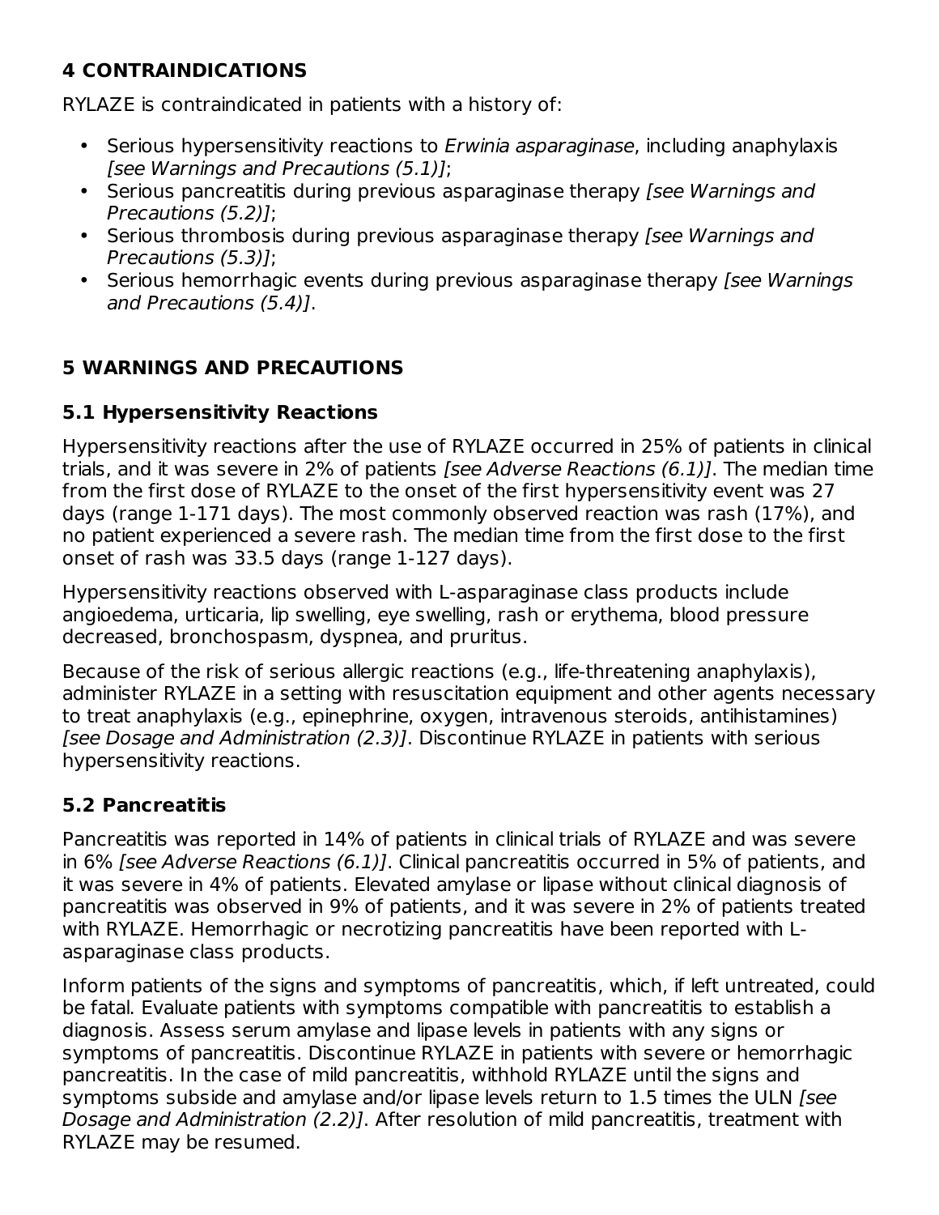## 4 CONTRAINDICATIONS

RYLAZE is contraindicated in patients with a history of:

- Serious hypersensitivity reactions to *Erwinia asparaginase*, including anaphylaxis *[see Warnings and Precautions (5.1)]*;
- Serious pancreatitis during previous asparaginase therapy *[see Warnings and Precautions (5.2)]*;
- Serious thrombosis during previous asparaginase therapy *[see Warnings and Precautions (5.3)]*;
- Serious hemorrhagic events during previous asparaginase therapy *[see Warnings and Precautions (5.4)]*.

## 5 WARNINGS AND PRECAUTIONS

### 5.1 Hypersensitivity Reactions

Hypersensitivity reactions after the use of RYLAZE occurred in 25% of patients in clinical trials, and it was severe in 2% of patients *[see Adverse Reactions (6.1)]*. The median time from the first dose of RYLAZE to the onset of the first hypersensitivity event was 27 days (range 1-171 days). The most commonly observed reaction was rash (17%), and no patient experienced a severe rash. The median time from the first dose to the first onset of rash was 33.5 days (range 1-127 days).

Hypersensitivity reactions observed with L-asparaginase class products include angioedema, urticaria, lip swelling, eye swelling, rash or erythema, blood pressure decreased, bronchospasm, dyspnea, and pruritus.

Because of the risk of serious allergic reactions (e.g., life-threatening anaphylaxis), administer RYLAZE in a setting with resuscitation equipment and other agents necessary to treat anaphylaxis (e.g., epinephrine, oxygen, intravenous steroids, antihistamines) *[see Dosage and Administration (2.3)]*. Discontinue RYLAZE in patients with serious hypersensitivity reactions.

### 5.2 Pancreatitis

Pancreatitis was reported in 14% of patients in clinical trials of RYLAZE and was severe in 6% *[see Adverse Reactions (6.1)]*. Clinical pancreatitis occurred in 5% of patients, and it was severe in 4% of patients. Elevated amylase or lipase without clinical diagnosis of pancreatitis was observed in 9% of patients, and it was severe in 2% of patients treated with RYLAZE. Hemorrhagic or necrotizing pancreatitis have been reported with L-asparaginase class products.

Inform patients of the signs and symptoms of pancreatitis, which, if left untreated, could be fatal. Evaluate patients with symptoms compatible with pancreatitis to establish a diagnosis. Assess serum amylase and lipase levels in patients with any signs or symptoms of pancreatitis. Discontinue RYLAZE in patients with severe or hemorrhagic pancreatitis. In the case of mild pancreatitis, withhold RYLAZE until the signs and symptoms subside and amylase and/or lipase levels return to 1.5 times the ULN *[see Dosage and Administration (2.2)]*. After resolution of mild pancreatitis, treatment with RYLAZE may be resumed.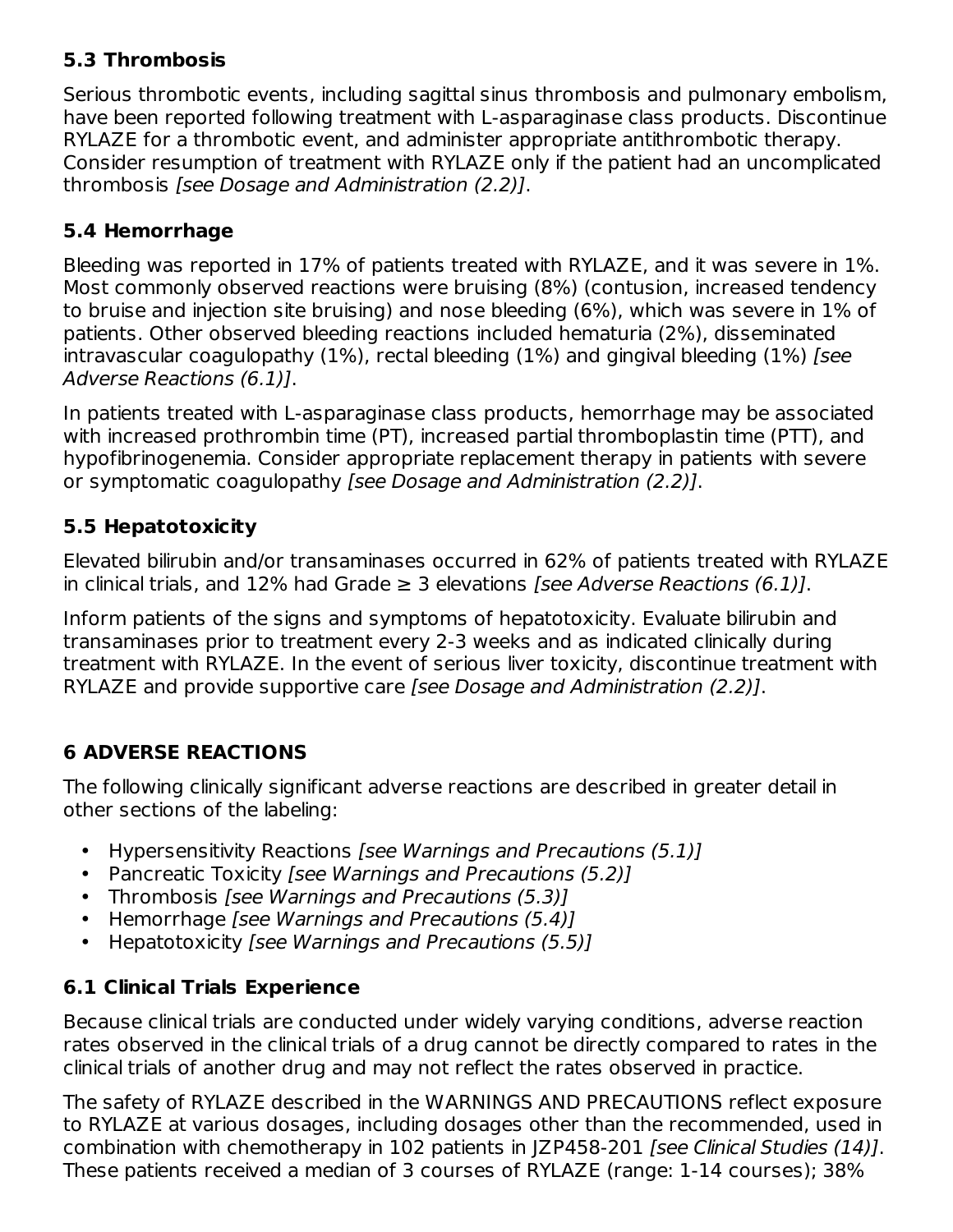## 5.3 Thrombosis

Serious thrombotic events, including sagittal sinus thrombosis and pulmonary embolism, have been reported following treatment with L-asparaginase class products. Discontinue RYLAZE for a thrombotic event, and administer appropriate antithrombotic therapy. Consider resumption of treatment with RYLAZE only if the patient had an uncomplicated thrombosis *[see Dosage and Administration (2.2)]*.

## 5.4 Hemorrhage

Bleeding was reported in 17% of patients treated with RYLAZE, and it was severe in 1%. Most commonly observed reactions were bruising (8%) (contusion, increased tendency to bruise and injection site bruising) and nose bleeding (6%), which was severe in 1% of patients. Other observed bleeding reactions included hematuria (2%), disseminated intravascular coagulopathy (1%), rectal bleeding (1%) and gingival bleeding (1%) *[see Adverse Reactions (6.1)]*.

In patients treated with L-asparaginase class products, hemorrhage may be associated with increased prothrombin time (PT), increased partial thromboplastin time (PTT), and hypofibrinogenemia. Consider appropriate replacement therapy in patients with severe or symptomatic coagulopathy *[see Dosage and Administration (2.2)]*.

## 5.5 Hepatotoxicity

Elevated bilirubin and/or transaminases occurred in 62% of patients treated with RYLAZE in clinical trials, and 12% had Grade ≥ 3 elevations *[see Adverse Reactions (6.1)]*.

Inform patients of the signs and symptoms of hepatotoxicity. Evaluate bilirubin and transaminases prior to treatment every 2-3 weeks and as indicated clinically during treatment with RYLAZE. In the event of serious liver toxicity, discontinue treatment with RYLAZE and provide supportive care *[see Dosage and Administration (2.2)]*.

# 6 ADVERSE REACTIONS

The following clinically significant adverse reactions are described in greater detail in other sections of the labeling:

- Hypersensitivity Reactions *[see Warnings and Precautions (5.1)]*
- Pancreatic Toxicity *[see Warnings and Precautions (5.2)]*
- Thrombosis *[see Warnings and Precautions (5.3)]*
- Hemorrhage *[see Warnings and Precautions (5.4)]*
- Hepatotoxicity *[see Warnings and Precautions (5.5)]*

## 6.1 Clinical Trials Experience

Because clinical trials are conducted under widely varying conditions, adverse reaction rates observed in the clinical trials of a drug cannot be directly compared to rates in the clinical trials of another drug and may not reflect the rates observed in practice.

The safety of RYLAZE described in the WARNINGS AND PRECAUTIONS reflect exposure to RYLAZE at various dosages, including dosages other than the recommended, used in combination with chemotherapy in 102 patients in JZP458-201 *[see Clinical Studies (14)]*. These patients received a median of 3 courses of RYLAZE (range: 1-14 courses); 38%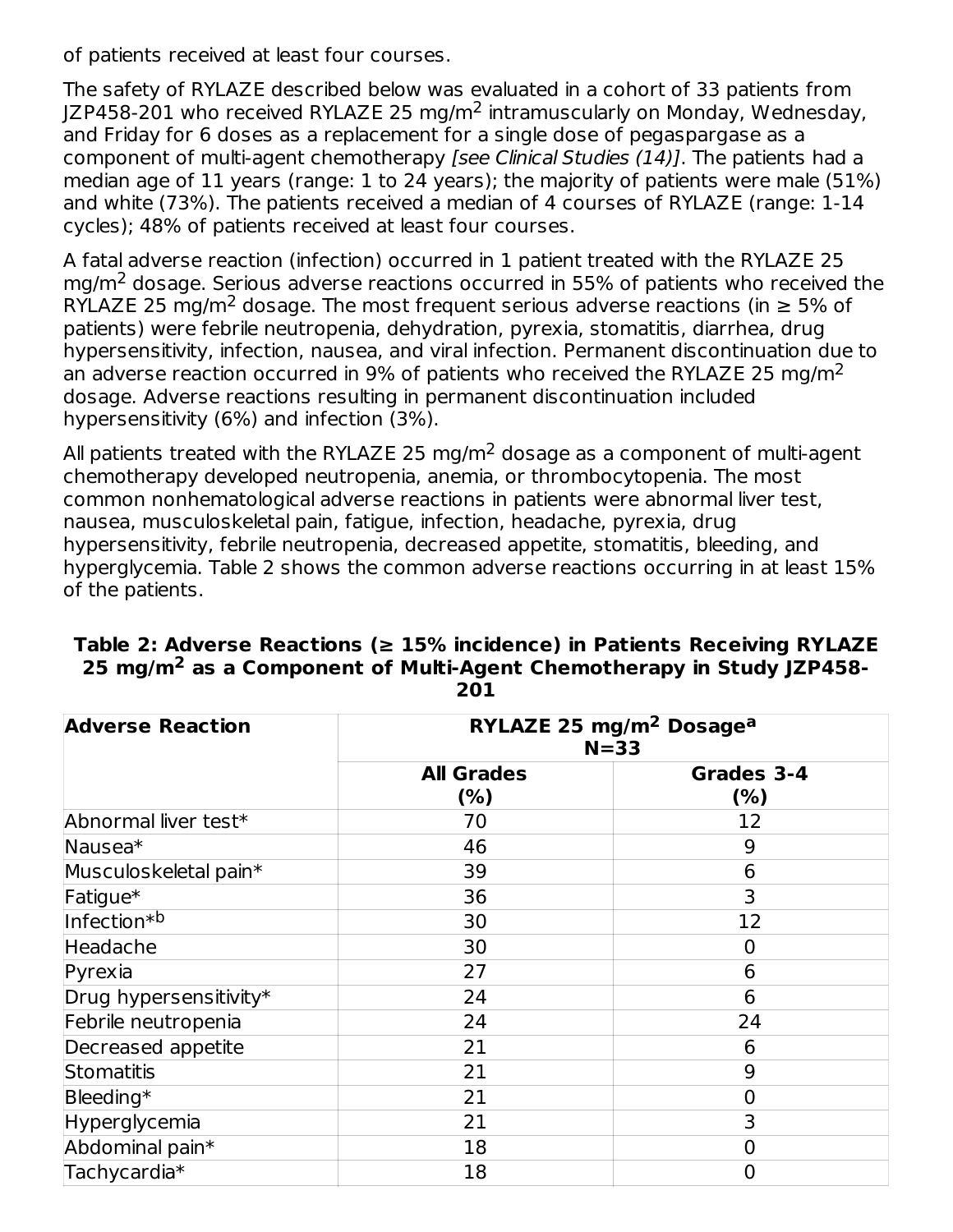of patients received at least four courses.

The safety of RYLAZE described below was evaluated in a cohort of 33 patients from JZP458-201 who received RYLAZE 25 mg/$m^2$ intramuscularly on Monday, Wednesday, and Friday for 6 doses as a replacement for a single dose of pegaspargase as a component of multi-agent chemotherapy *[see Clinical Studies (14)]*. The patients had a median age of 11 years (range: 1 to 24 years); the majority of patients were male (51%) and white (73%). The patients received a median of 4 courses of RYLAZE (range: 1-14 cycles); 48% of patients received at least four courses.

A fatal adverse reaction (infection) occurred in 1 patient treated with the RYLAZE 25 mg/$m^2$ dosage. Serious adverse reactions occurred in 55% of patients who received the RYLAZE 25 mg/$m^2$ dosage. The most frequent serious adverse reactions (in ≥ 5% of patients) were febrile neutropenia, dehydration, pyrexia, stomatitis, diarrhea, drug hypersensitivity, infection, nausea, and viral infection. Permanent discontinuation due to an adverse reaction occurred in 9% of patients who received the RYLAZE 25 mg/$m^2$ dosage. Adverse reactions resulting in permanent discontinuation included hypersensitivity (6%) and infection (3%).

All patients treated with the RYLAZE 25 mg/$m^2$ dosage as a component of multi-agent chemotherapy developed neutropenia, anemia, or thrombocytopenia. The most common nonhematological adverse reactions in patients were abnormal liver test, nausea, musculoskeletal pain, fatigue, infection, headache, pyrexia, drug hypersensitivity, febrile neutropenia, decreased appetite, stomatitis, bleeding, and hyperglycemia. Table 2 shows the common adverse reactions occurring in at least 15% of the patients.

**Table 2: Adverse Reactions (≥ 15% incidence) in Patients Receiving RYLAZE 25 mg/$m^2$ as a Component of Multi-Agent Chemotherapy in Study JZP458-201**

| Adverse Reaction | RYLAZE 25 mg/$m^2$ Dosage[a] N=33 | |
|---|---|---|
| | **All Grades (%)** | **Grades 3-4 (%)** |
| Abnormal liver test* | 70 | 12 |
| Nausea* | 46 | 9 |
| Musculoskeletal pain* | 39 | 6 |
| Fatigue* | 36 | 3 |
| Infection*[b] | 30 | 12 |
| Headache | 30 | 0 |
| Pyrexia | 27 | 6 |
| Drug hypersensitivity* | 24 | 6 |
| Febrile neutropenia | 24 | 24 |
| Decreased appetite | 21 | 6 |
| Stomatitis | 21 | 9 |
| Bleeding* | 21 | 0 |
| Hyperglycemia | 21 | 3 |
| Abdominal pain* | 18 | 0 |
| Tachycardia* | 18 | 0 |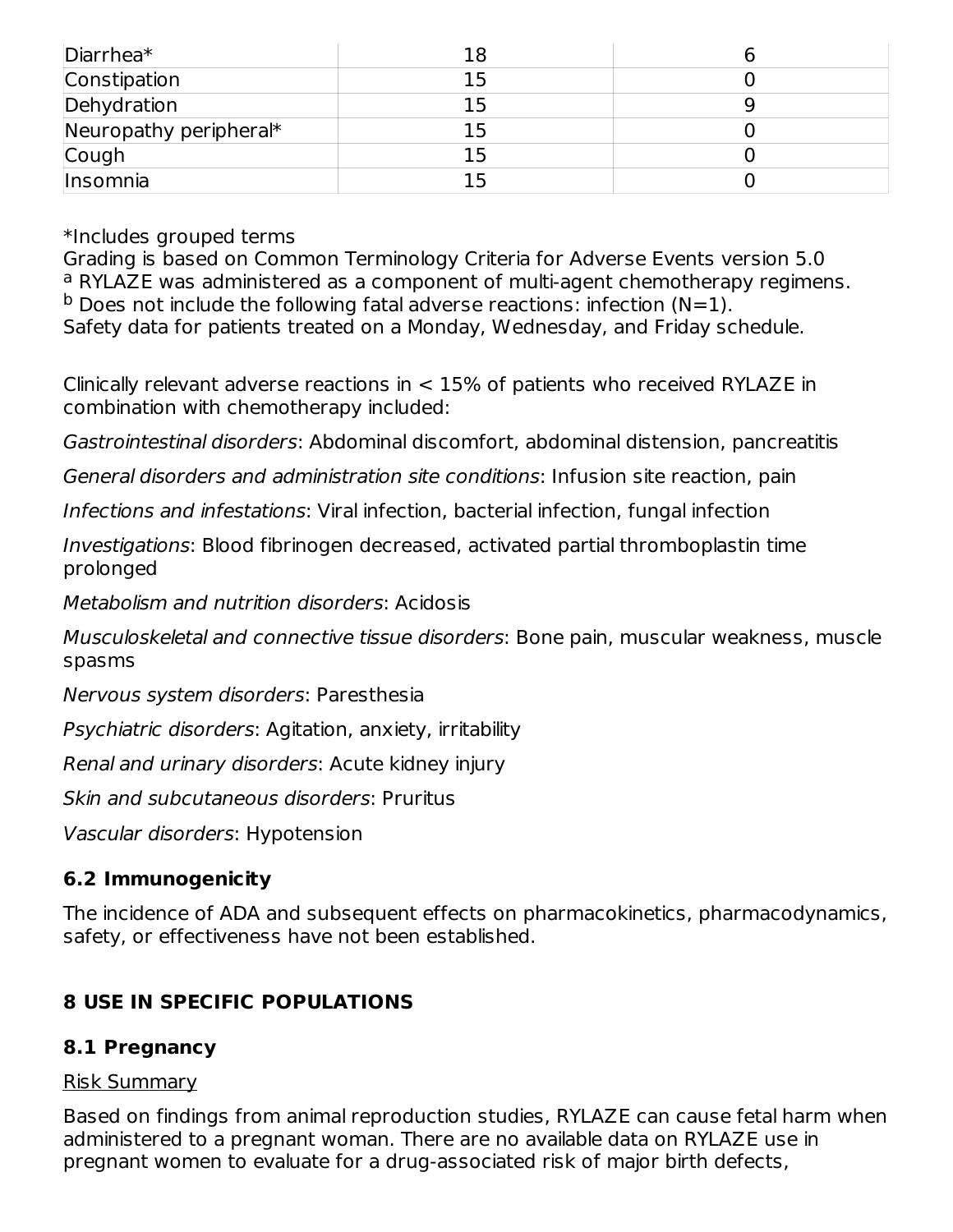| | | |
|---|---|---|
| Diarrhea* | 18 | 6 |
| Constipation | 15 | 0 |
| Dehydration | 15 | 9 |
| Neuropathy peripheral* | 15 | 0 |
| Cough | 15 | 0 |
| Insomnia | 15 | 0 |

*Includes grouped terms
Grading is based on Common Terminology Criteria for Adverse Events version 5.0
[a] RYLAZE was administered as a component of multi-agent chemotherapy regimens.
[b] Does not include the following fatal adverse reactions: infection (N=1).
Safety data for patients treated on a Monday, Wednesday, and Friday schedule.

Clinically relevant adverse reactions in < 15% of patients who received RYLAZE in combination with chemotherapy included:

*Gastrointestinal disorders*: Abdominal discomfort, abdominal distension, pancreatitis

*General disorders and administration site conditions*: Infusion site reaction, pain

*Infections and infestations*: Viral infection, bacterial infection, fungal infection

*Investigations*: Blood fibrinogen decreased, activated partial thromboplastin time prolonged

*Metabolism and nutrition disorders*: Acidosis

*Musculoskeletal and connective tissue disorders*: Bone pain, muscular weakness, muscle spasms

*Nervous system disorders*: Paresthesia

*Psychiatric disorders*: Agitation, anxiety, irritability

*Renal and urinary disorders*: Acute kidney injury

*Skin and subcutaneous disorders*: Pruritus

*Vascular disorders*: Hypotension

### 6.2 Immunogenicity

The incidence of ADA and subsequent effects on pharmacokinetics, pharmacodynamics, safety, or effectiveness have not been established.

## 8 USE IN SPECIFIC POPULATIONS

### 8.1 Pregnancy

Risk Summary

Based on findings from animal reproduction studies, RYLAZE can cause fetal harm when administered to a pregnant woman. There are no available data on RYLAZE use in pregnant women to evaluate for a drug-associated risk of major birth defects,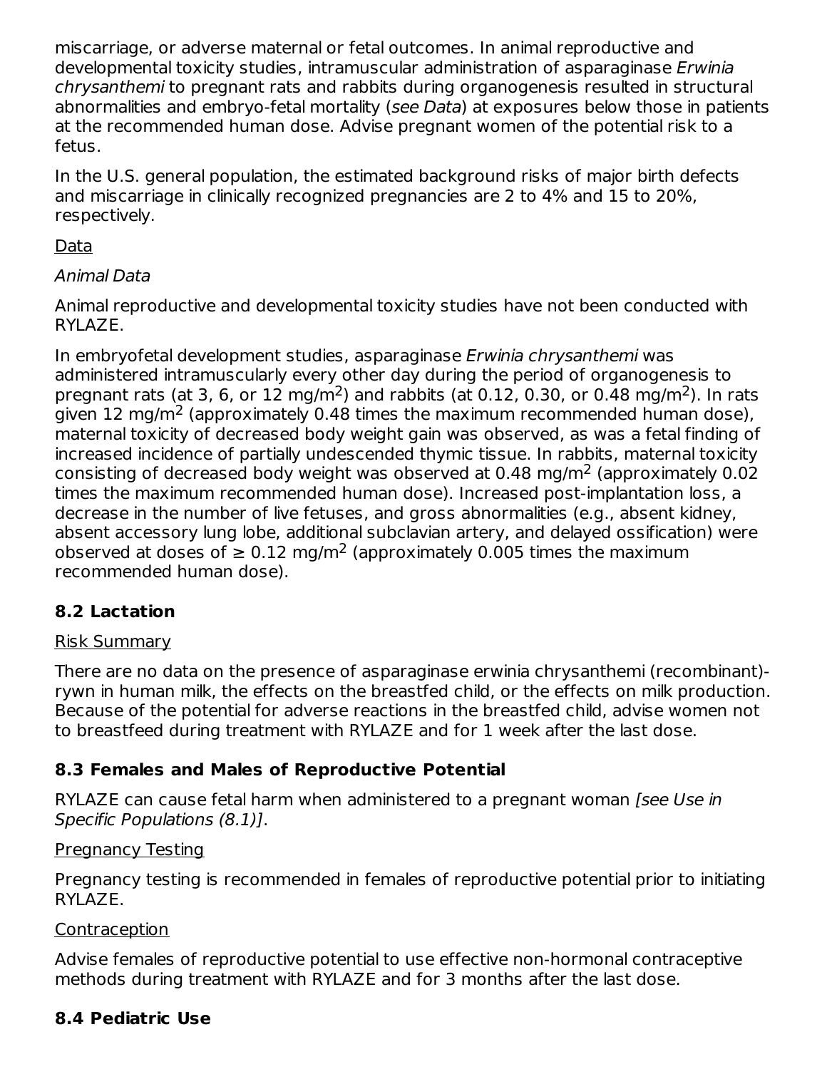miscarriage, or adverse maternal or fetal outcomes. In animal reproductive and developmental toxicity studies, intramuscular administration of asparaginase *Erwinia chrysanthemi* to pregnant rats and rabbits during organogenesis resulted in structural abnormalities and embryo-fetal mortality (*see Data*) at exposures below those in patients at the recommended human dose. Advise pregnant women of the potential risk to a fetus.

In the U.S. general population, the estimated background risks of major birth defects and miscarriage in clinically recognized pregnancies are 2 to 4% and 15 to 20%, respectively.

<u>Data</u>

*Animal Data*

Animal reproductive and developmental toxicity studies have not been conducted with RYLAZE.

In embryofetal development studies, asparaginase *Erwinia chrysanthemi* was administered intramuscularly every other day during the period of organogenesis to pregnant rats (at 3, 6, or 12 mg/m$^2$) and rabbits (at 0.12, 0.30, or 0.48 mg/m$^2$). In rats given 12 mg/m$^2$ (approximately 0.48 times the maximum recommended human dose), maternal toxicity of decreased body weight gain was observed, as was a fetal finding of increased incidence of partially undescended thymic tissue. In rabbits, maternal toxicity consisting of decreased body weight was observed at 0.48 mg/m$^2$ (approximately 0.02 times the maximum recommended human dose). Increased post-implantation loss, a decrease in the number of live fetuses, and gross abnormalities (e.g., absent kidney, absent accessory lung lobe, additional subclavian artery, and delayed ossification) were observed at doses of ≥ 0.12 mg/m$^2$ (approximately 0.005 times the maximum recommended human dose).

## 8.2 Lactation

<u>Risk Summary</u>

There are no data on the presence of asparaginase erwinia chrysanthemi (recombinant)-rywn in human milk, the effects on the breastfed child, or the effects on milk production. Because of the potential for adverse reactions in the breastfed child, advise women not to breastfeed during treatment with RYLAZE and for 1 week after the last dose.

## 8.3 Females and Males of Reproductive Potential

RYLAZE can cause fetal harm when administered to a pregnant woman *[see Use in Specific Populations (8.1)]*.

<u>Pregnancy Testing</u>

Pregnancy testing is recommended in females of reproductive potential prior to initiating RYLAZE.

<u>Contraception</u>

Advise females of reproductive potential to use effective non-hormonal contraceptive methods during treatment with RYLAZE and for 3 months after the last dose.

## 8.4 Pediatric Use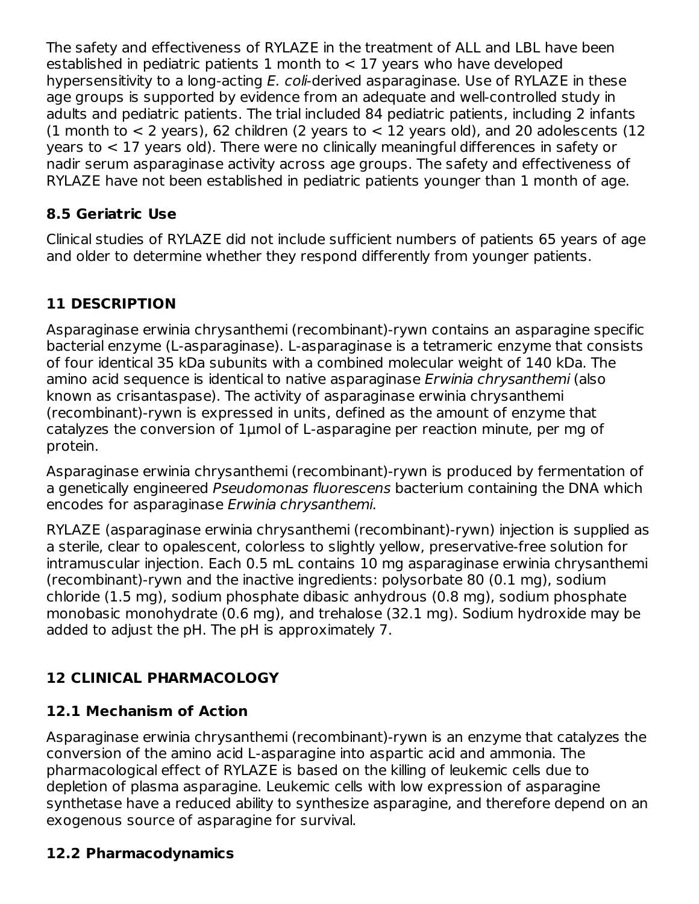The safety and effectiveness of RYLAZE in the treatment of ALL and LBL have been established in pediatric patients 1 month to < 17 years who have developed hypersensitivity to a long-acting *E. coli*-derived asparaginase. Use of RYLAZE in these age groups is supported by evidence from an adequate and well-controlled study in adults and pediatric patients. The trial included 84 pediatric patients, including 2 infants (1 month to < 2 years), 62 children (2 years to < 12 years old), and 20 adolescents (12 years to < 17 years old). There were no clinically meaningful differences in safety or nadir serum asparaginase activity across age groups. The safety and effectiveness of RYLAZE have not been established in pediatric patients younger than 1 month of age.

### 8.5 Geriatric Use

Clinical studies of RYLAZE did not include sufficient numbers of patients 65 years of age and older to determine whether they respond differently from younger patients.

## 11 DESCRIPTION

Asparaginase erwinia chrysanthemi (recombinant)-rywn contains an asparagine specific bacterial enzyme (L-asparaginase). L-asparaginase is a tetrameric enzyme that consists of four identical 35 kDa subunits with a combined molecular weight of 140 kDa. The amino acid sequence is identical to native asparaginase *Erwinia chrysanthemi* (also known as crisantaspase). The activity of asparaginase erwinia chrysanthemi (recombinant)-rywn is expressed in units, defined as the amount of enzyme that catalyzes the conversion of 1µmol of L-asparagine per reaction minute, per mg of protein.

Asparaginase erwinia chrysanthemi (recombinant)-rywn is produced by fermentation of a genetically engineered *Pseudomonas fluorescens* bacterium containing the DNA which encodes for asparaginase *Erwinia chrysanthemi*.

RYLAZE (asparaginase erwinia chrysanthemi (recombinant)-rywn) injection is supplied as a sterile, clear to opalescent, colorless to slightly yellow, preservative-free solution for intramuscular injection. Each 0.5 mL contains 10 mg asparaginase erwinia chrysanthemi (recombinant)-rywn and the inactive ingredients: polysorbate 80 (0.1 mg), sodium chloride (1.5 mg), sodium phosphate dibasic anhydrous (0.8 mg), sodium phosphate monobasic monohydrate (0.6 mg), and trehalose (32.1 mg). Sodium hydroxide may be added to adjust the pH. The pH is approximately 7.

## 12 CLINICAL PHARMACOLOGY

### 12.1 Mechanism of Action

Asparaginase erwinia chrysanthemi (recombinant)-rywn is an enzyme that catalyzes the conversion of the amino acid L-asparagine into aspartic acid and ammonia. The pharmacological effect of RYLAZE is based on the killing of leukemic cells due to depletion of plasma asparagine. Leukemic cells with low expression of asparagine synthetase have a reduced ability to synthesize asparagine, and therefore depend on an exogenous source of asparagine for survival.

### 12.2 Pharmacodynamics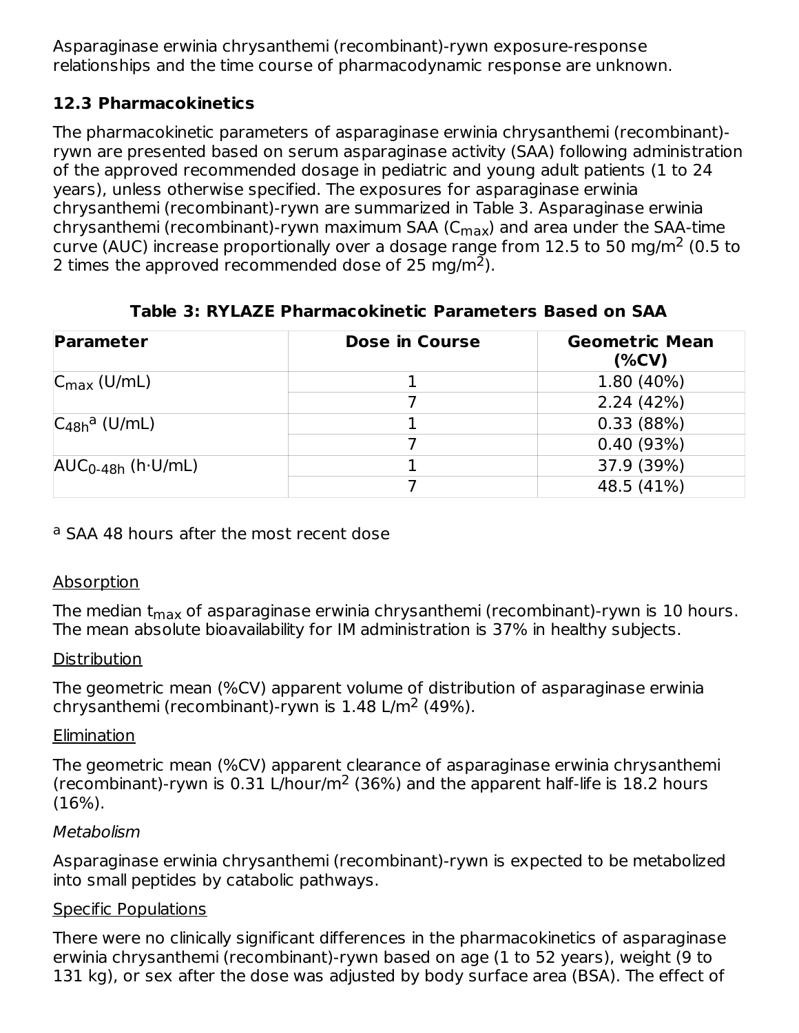Asparaginase erwinia chrysanthemi (recombinant)-rywn exposure-response relationships and the time course of pharmacodynamic response are unknown.

### 12.3 Pharmacokinetics

The pharmacokinetic parameters of asparaginase erwinia chrysanthemi (recombinant)-rywn are presented based on serum asparaginase activity (SAA) following administration of the approved recommended dosage in pediatric and young adult patients (1 to 24 years), unless otherwise specified. The exposures for asparaginase erwinia chrysanthemi (recombinant)-rywn are summarized in Table 3. Asparaginase erwinia chrysanthemi (recombinant)-rywn maximum SAA ($C_{max}$) and area under the SAA-time curve (AUC) increase proportionally over a dosage range from 12.5 to 50 mg/m$^2$ (0.5 to 2 times the approved recommended dose of 25 mg/m$^2$).

**Table 3: RYLAZE Pharmacokinetic Parameters Based on SAA**

| Parameter | Dose in Course | Geometric Mean (%CV) |
|---|---|---|
| $C_{max}$ (U/mL) | 1 | 1.80 (40%) |
| | 7 | 2.24 (42%) |
| $C_{48h}$[a] (U/mL) | 1 | 0.33 (88%) |
| | 7 | 0.40 (93%) |
| $AUC_{0\text{-}48h}$ (h·U/mL) | 1 | 37.9 (39%) |
| | 7 | 48.5 (41%) |

[a] SAA 48 hours after the most recent dose

Absorption

The median $t_{max}$ of asparaginase erwinia chrysanthemi (recombinant)-rywn is 10 hours. The mean absolute bioavailability for IM administration is 37% in healthy subjects.

Distribution

The geometric mean (%CV) apparent volume of distribution of asparaginase erwinia chrysanthemi (recombinant)-rywn is 1.48 L/m$^2$ (49%).

Elimination

The geometric mean (%CV) apparent clearance of asparaginase erwinia chrysanthemi (recombinant)-rywn is 0.31 L/hour/m$^2$ (36%) and the apparent half-life is 18.2 hours (16%).

*Metabolism*

Asparaginase erwinia chrysanthemi (recombinant)-rywn is expected to be metabolized into small peptides by catabolic pathways.

Specific Populations

There were no clinically significant differences in the pharmacokinetics of asparaginase erwinia chrysanthemi (recombinant)-rywn based on age (1 to 52 years), weight (9 to 131 kg), or sex after the dose was adjusted by body surface area (BSA). The effect of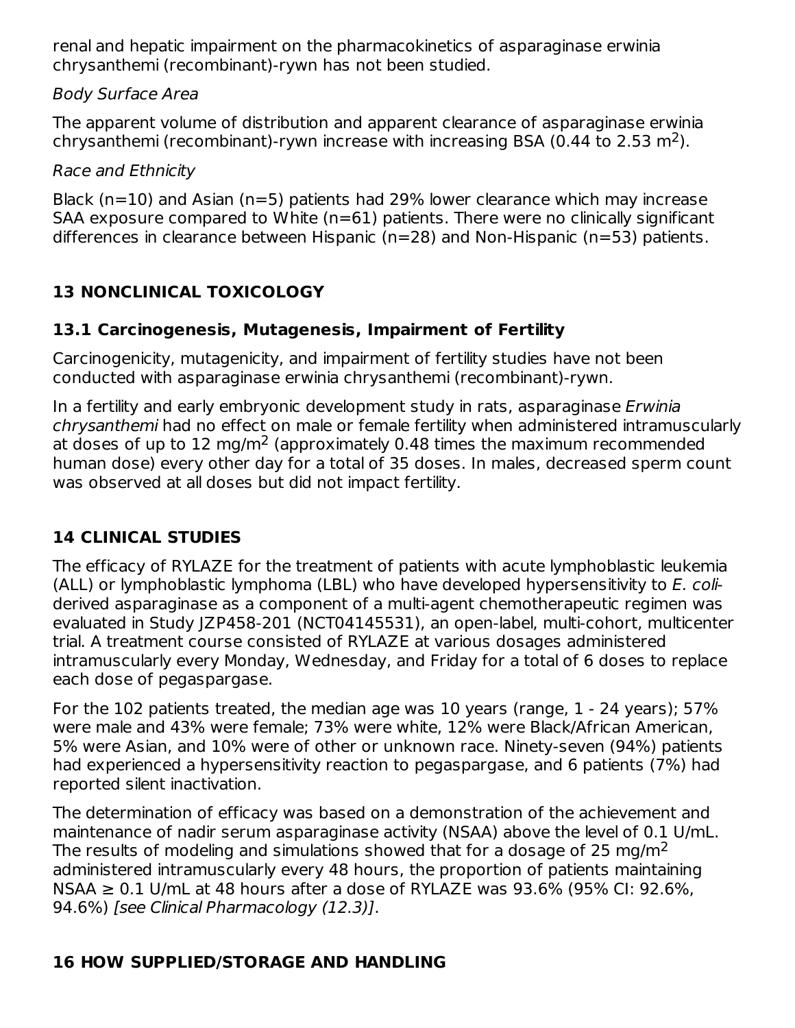renal and hepatic impairment on the pharmacokinetics of asparaginase erwinia chrysanthemi (recombinant)-rywn has not been studied.

*Body Surface Area*

The apparent volume of distribution and apparent clearance of asparaginase erwinia chrysanthemi (recombinant)-rywn increase with increasing BSA (0.44 to 2.53 $m^2$).

*Race and Ethnicity*

Black (n=10) and Asian (n=5) patients had 29% lower clearance which may increase SAA exposure compared to White (n=61) patients. There were no clinically significant differences in clearance between Hispanic (n=28) and Non-Hispanic (n=53) patients.

## 13 NONCLINICAL TOXICOLOGY

### 13.1 Carcinogenesis, Mutagenesis, Impairment of Fertility

Carcinogenicity, mutagenicity, and impairment of fertility studies have not been conducted with asparaginase erwinia chrysanthemi (recombinant)-rywn.

In a fertility and early embryonic development study in rats, asparaginase *Erwinia chrysanthemi* had no effect on male or female fertility when administered intramuscularly at doses of up to 12 mg/$m^2$ (approximately 0.48 times the maximum recommended human dose) every other day for a total of 35 doses. In males, decreased sperm count was observed at all doses but did not impact fertility.

## 14 CLINICAL STUDIES

The efficacy of RYLAZE for the treatment of patients with acute lymphoblastic leukemia (ALL) or lymphoblastic lymphoma (LBL) who have developed hypersensitivity to *E. coli*-derived asparaginase as a component of a multi-agent chemotherapeutic regimen was evaluated in Study JZP458-201 (NCT04145531), an open-label, multi-cohort, multicenter trial. A treatment course consisted of RYLAZE at various dosages administered intramuscularly every Monday, Wednesday, and Friday for a total of 6 doses to replace each dose of pegaspargase.

For the 102 patients treated, the median age was 10 years (range, 1 - 24 years); 57% were male and 43% were female; 73% were white, 12% were Black/African American, 5% were Asian, and 10% were of other or unknown race. Ninety-seven (94%) patients had experienced a hypersensitivity reaction to pegaspargase, and 6 patients (7%) had reported silent inactivation.

The determination of efficacy was based on a demonstration of the achievement and maintenance of nadir serum asparaginase activity (NSAA) above the level of 0.1 U/mL. The results of modeling and simulations showed that for a dosage of 25 mg/$m^2$ administered intramuscularly every 48 hours, the proportion of patients maintaining NSAA ≥ 0.1 U/mL at 48 hours after a dose of RYLAZE was 93.6% (95% CI: 92.6%, 94.6%) *[see Clinical Pharmacology (12.3)]*.

## 16 HOW SUPPLIED/STORAGE AND HANDLING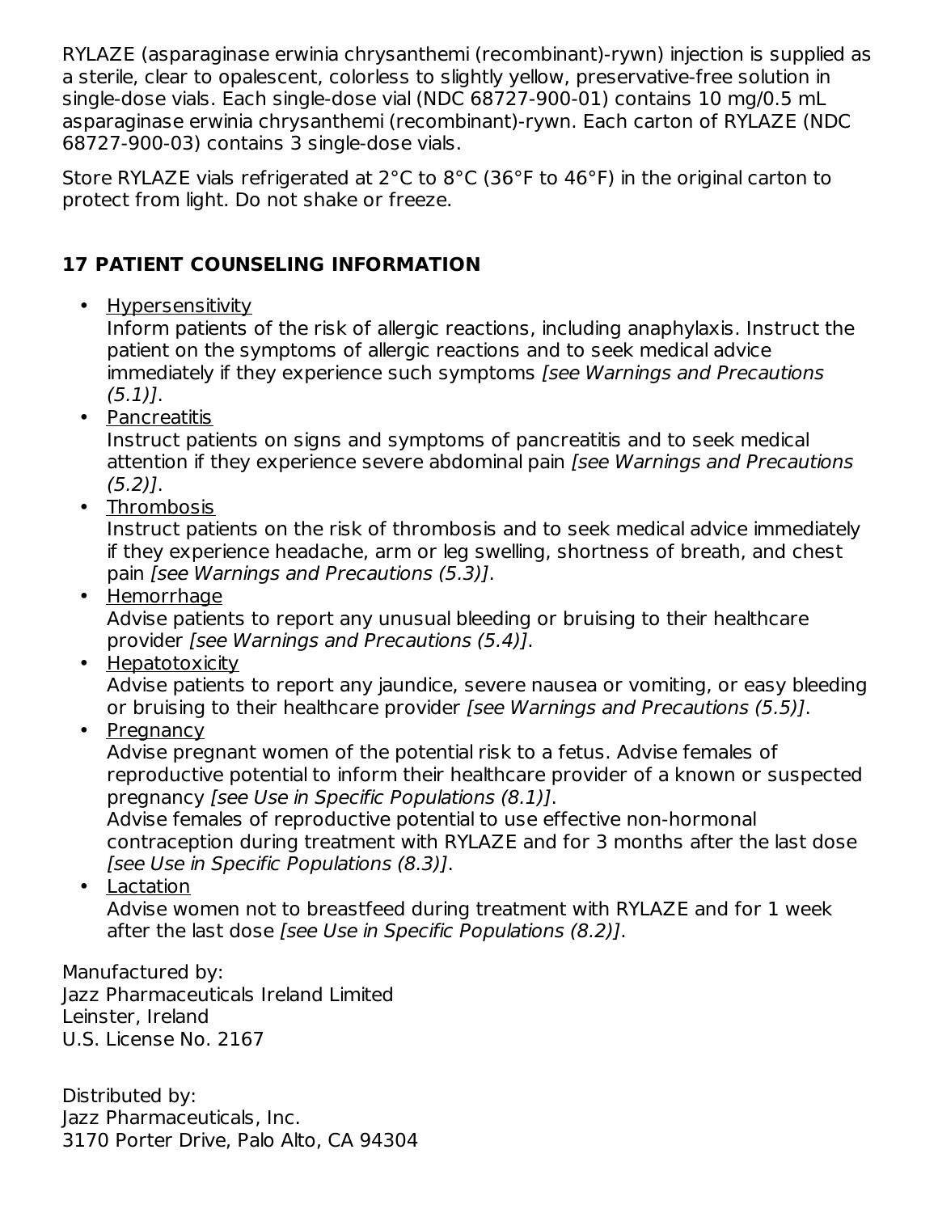RYLAZE (asparaginase erwinia chrysanthemi (recombinant)-rywn) injection is supplied as a sterile, clear to opalescent, colorless to slightly yellow, preservative-free solution in single-dose vials. Each single-dose vial (NDC 68727-900-01) contains 10 mg/0.5 mL asparaginase erwinia chrysanthemi (recombinant)-rywn. Each carton of RYLAZE (NDC 68727-900-03) contains 3 single-dose vials.

Store RYLAZE vials refrigerated at 2°C to 8°C (36°F to 46°F) in the original carton to protect from light. Do not shake or freeze.

## 17 PATIENT COUNSELING INFORMATION

- Hypersensitivity
  Inform patients of the risk of allergic reactions, including anaphylaxis. Instruct the patient on the symptoms of allergic reactions and to seek medical advice immediately if they experience such symptoms *[see Warnings and Precautions (5.1)]*.
- Pancreatitis
  Instruct patients on signs and symptoms of pancreatitis and to seek medical attention if they experience severe abdominal pain *[see Warnings and Precautions (5.2)]*.
- Thrombosis
  Instruct patients on the risk of thrombosis and to seek medical advice immediately if they experience headache, arm or leg swelling, shortness of breath, and chest pain *[see Warnings and Precautions (5.3)]*.
- Hemorrhage
  Advise patients to report any unusual bleeding or bruising to their healthcare provider *[see Warnings and Precautions (5.4)]*.
- Hepatotoxicity
  Advise patients to report any jaundice, severe nausea or vomiting, or easy bleeding or bruising to their healthcare provider *[see Warnings and Precautions (5.5)]*.
- Pregnancy
  Advise pregnant women of the potential risk to a fetus. Advise females of reproductive potential to inform their healthcare provider of a known or suspected pregnancy *[see Use in Specific Populations (8.1)]*.
  Advise females of reproductive potential to use effective non-hormonal contraception during treatment with RYLAZE and for 3 months after the last dose *[see Use in Specific Populations (8.3)]*.
- Lactation
  Advise women not to breastfeed during treatment with RYLAZE and for 1 week after the last dose *[see Use in Specific Populations (8.2)]*.

Manufactured by:
Jazz Pharmaceuticals Ireland Limited
Leinster, Ireland
U.S. License No. 2167

Distributed by:
Jazz Pharmaceuticals, Inc.
3170 Porter Drive, Palo Alto, CA 94304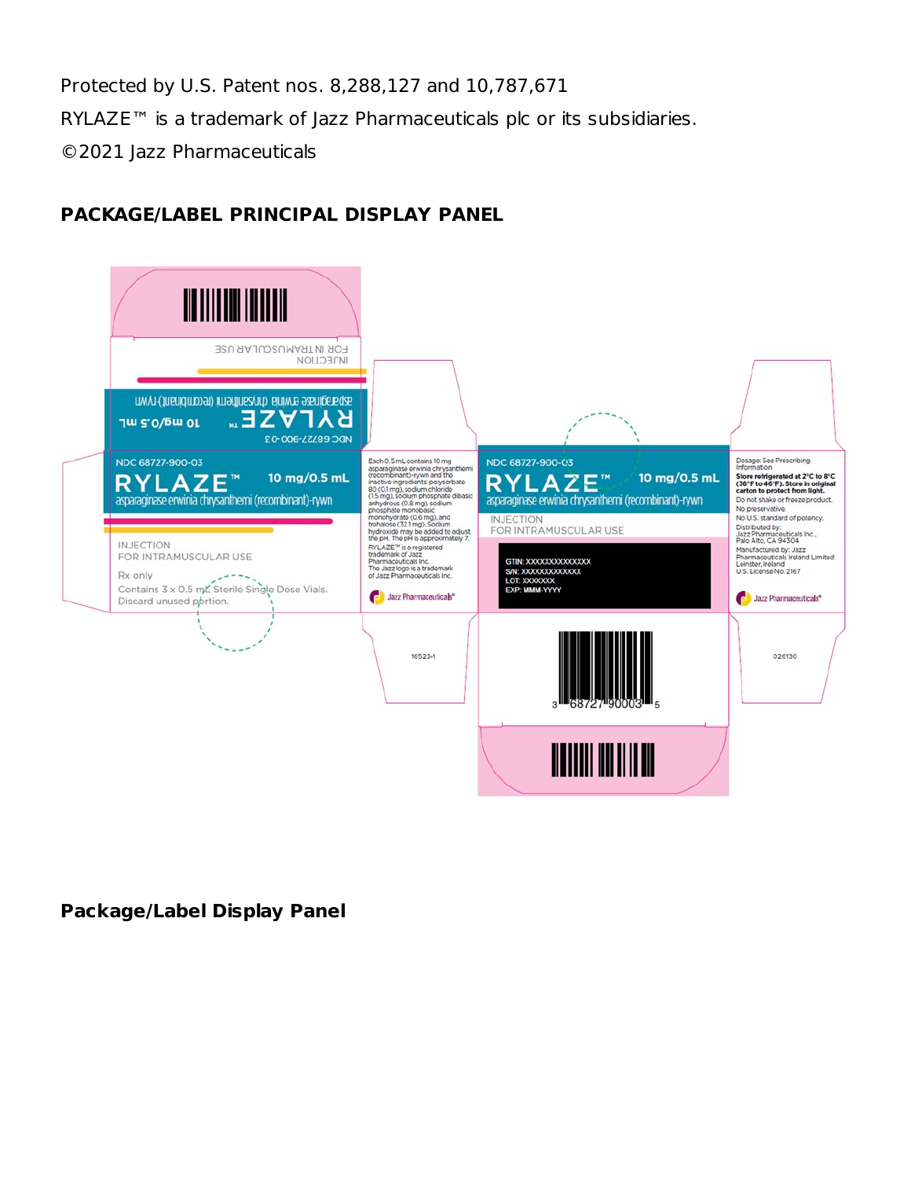Protected by U.S. Patent nos. 8,288,127 and 10,787,671

RYLAZE™ is a trademark of Jazz Pharmaceuticals plc or its subsidiaries.

©2021 Jazz Pharmaceuticals

**PACKAGE/LABEL PRINCIPAL DISPLAY PANEL**

NDC 68727-900-03

RYLAZE™ 10 mg/0.5 mL

asparaginase erwinia chrysanthemi (recombinant)-rywn

INJECTION

FOR INTRAMUSCULAR USE

Rx only

Contains 3 x 0.5 mL Sterile Single Dose Vials.

Discard unused portion.

Each 0.5 mL contains 10 mg asparaginase erwinia chrysanthemi (recombinant)-rywn and the inactive ingredients: polysorbate 80 (0.1 mg), sodium chloride (1.5 mg), sodium phosphate dibasic anhydrous (0.8 mg), sodium phosphate monobasic monohydrate (0.6 mg), and trehalose (32.1 mg). Sodium hydroxide may be added to adjust the pH. The pH is approximately 7.

RYLAZE™ is a registered trademark of Jazz Pharmaceuticals Inc.

The Jazz logo is a trademark of Jazz Pharmaceuticals Inc.

Jazz Pharmaceuticals®

16523-1

NDC 68727-900-03

RYLAZE™ 10 mg/0.5 mL

asparaginase erwinia chrysanthemi (recombinant)-rywn

INJECTION

FOR INTRAMUSCULAR USE

GTIN: XXXXXXXXXXXXXX

S/N: XXXXXXXXXXXXX

LOT: XXXXXXX

EXP: MMM-YYYY

3 68727 90003 5

Dosage: See Prescribing Information

**Store refrigerated at 2°C to 8°C (36°F to 46°F). Store in original carton to protect from light.**

Do not shake or freeze product.

No preservative.

No U.S. standard of potency.

Distributed by: Jazz Pharmaceuticals Inc., Palo Alto, CA 94304

Manufactured by: Jazz Pharmaceuticals Ireland Limited Leinster, Ireland

U.S. License No. 2167

Jazz Pharmaceuticals®

026130

**Package/Label Display Panel**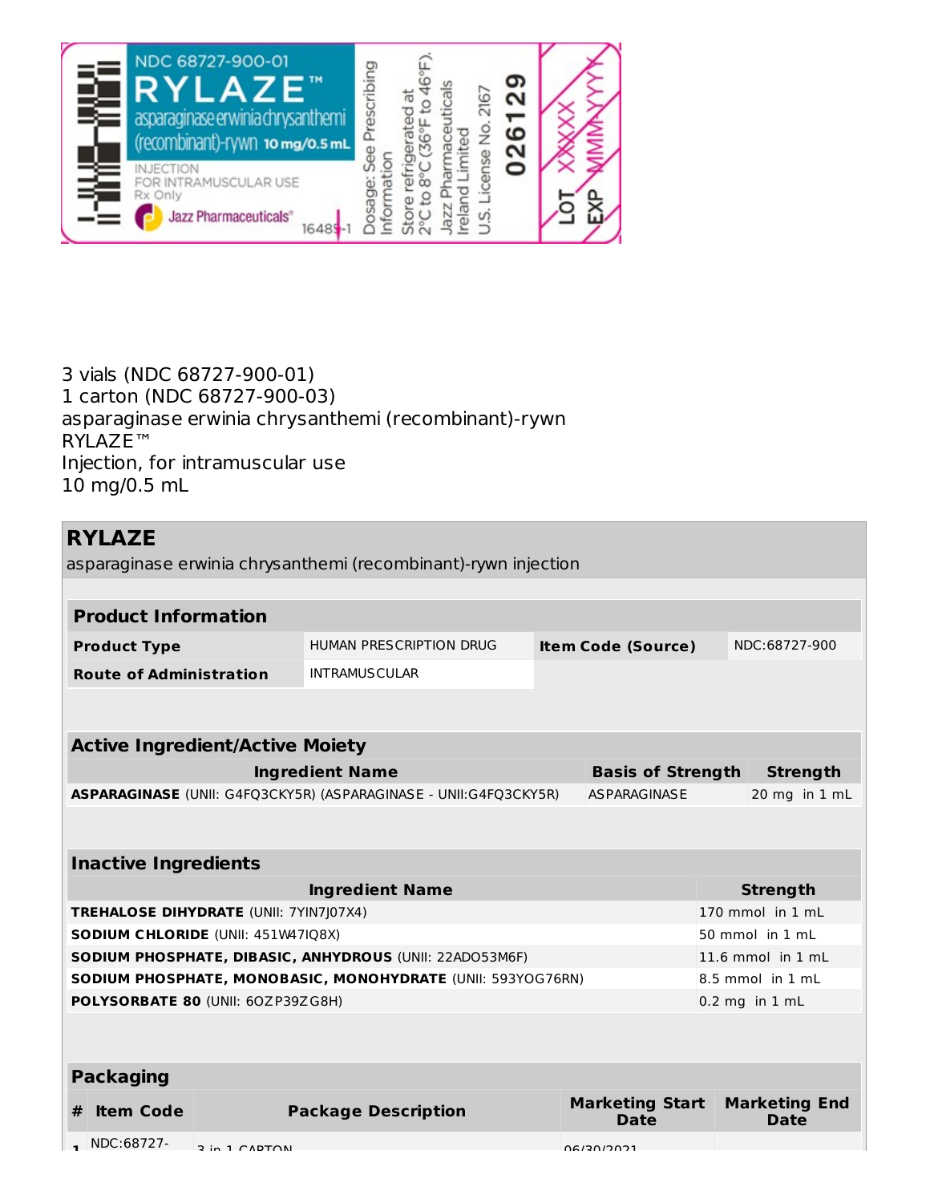NDC 68727-900-01
RYLAZE™
asparaginase erwinia chrysanthemi (recombinant)-rywn 10 mg/0.5 mL
INJECTION
FOR INTRAMUSCULAR USE
Rx Only
Jazz Pharmaceuticals®
16485-1
Dosage: See Prescribing Information
Store refrigerated at 2°C to 8°C (36°F to 46°F).
Jazz Pharmaceuticals Ireland Limited
U.S. License No. 2167
026129
LOT XXXXX
EXP MMM-YYYY

3 vials (NDC 68727-900-01)
1 carton (NDC 68727-900-03)
asparaginase erwinia chrysanthemi (recombinant)-rywn
RYLAZE™
Injection, for intramuscular use
10 mg/0.5 mL

## RYLAZE

asparaginase erwinia chrysanthemi (recombinant)-rywn injection

| Product Information | | | |
|---|---|---|---|
| **Product Type** | HUMAN PRESCRIPTION DRUG | **Item Code (Source)** | NDC:68727-900 |
| **Route of Administration** | INTRAMUSCULAR | | |

| Active Ingredient/Active Moiety | | |
|---|---|---|
| **Ingredient Name** | **Basis of Strength** | **Strength** |
| **ASPARAGINASE** (UNII: G4FQ3CKY5R) (ASPARAGINASE - UNII:G4FQ3CKY5R) | ASPARAGINASE | 20 mg in 1 mL |

| Inactive Ingredients | |
|---|---|
| **Ingredient Name** | **Strength** |
| **TREHALOSE DIHYDRATE** (UNII: 7YIN7J07X4) | 170 mmol in 1 mL |
| **SODIUM CHLORIDE** (UNII: 451W47IQ8X) | 50 mmol in 1 mL |
| **SODIUM PHOSPHATE, DIBASIC, ANHYDROUS** (UNII: 22ADO53M6F) | 11.6 mmol in 1 mL |
| **SODIUM PHOSPHATE, MONOBASIC, MONOHYDRATE** (UNII: 593YOG76RN) | 8.5 mmol in 1 mL |
| **POLYSORBATE 80** (UNII: 6OZP39ZG8H) | 0.2 mg in 1 mL |

| Packaging | | | | |
|---|---|---|---|---|
| **#** | **Item Code** | **Package Description** | **Marketing Start Date** | **Marketing End Date** |
| 1 | NDC:68727- | 3 in 1 CARTON | 06/30/2021 | |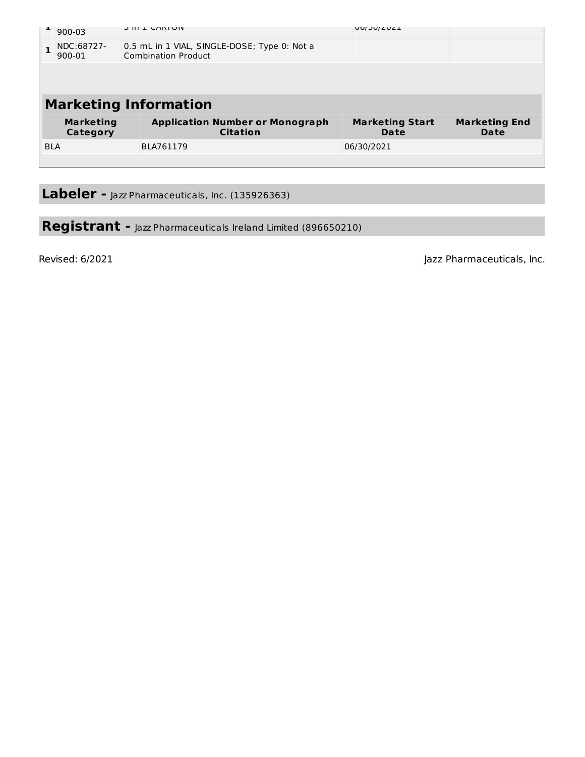| | | | | |
|---|---|---|---|---|
| 1 | NDC:68727-900-03 | 3 in 1 CARTON | 06/30/2021 | |
| 1 | NDC:68727-900-01 | 0.5 mL in 1 VIAL, SINGLE-DOSE; Type 0: Not a Combination Product | | |

## Marketing Information

| Marketing Category | Application Number or Monograph Citation | Marketing Start Date | Marketing End Date |
|---|---|---|---|
| BLA | BLA761179 | 06/30/2021 | |

## Labeler - Jazz Pharmaceuticals, Inc. (135926363)

## Registrant - Jazz Pharmaceuticals Ireland Limited (896650210)

Revised: 6/2021

Jazz Pharmaceuticals, Inc.